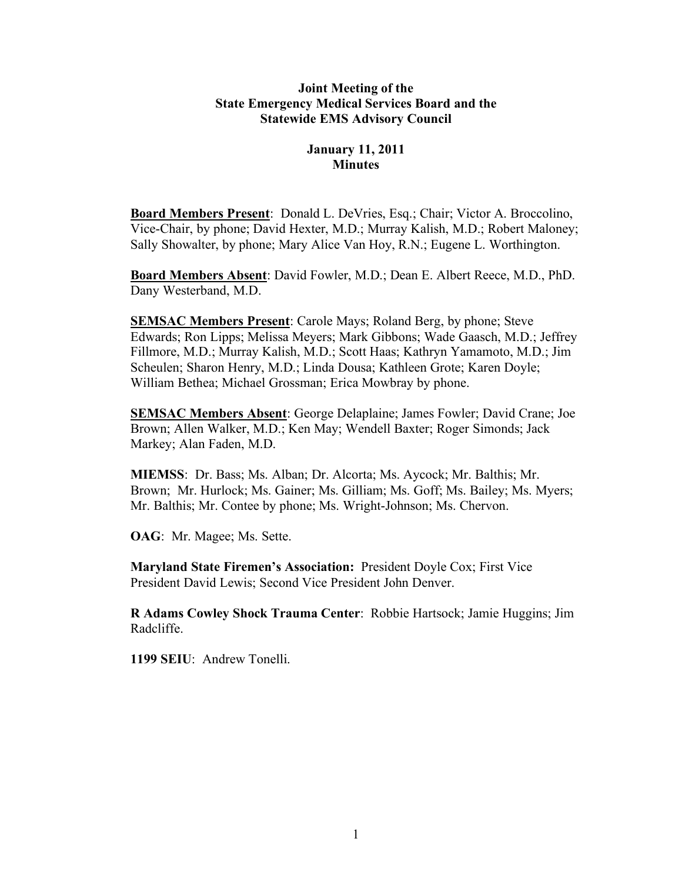**Joint Meeting of the**
**State Emergency Medical Services Board and the**
**Statewide EMS Advisory Council**

**January 11, 2011**
**Minutes**

**Board Members Present**: Donald L. DeVries, Esq.; Chair; Victor A. Broccolino, Vice-Chair, by phone; David Hexter, M.D.; Murray Kalish, M.D.; Robert Maloney; Sally Showalter, by phone; Mary Alice Van Hoy, R.N.; Eugene L. Worthington.

**Board Members Absent**: David Fowler, M.D.; Dean E. Albert Reece, M.D., PhD. Dany Westerband, M.D.

**SEMSAC Members Present**: Carole Mays; Roland Berg, by phone; Steve Edwards; Ron Lipps; Melissa Meyers; Mark Gibbons; Wade Gaasch, M.D.; Jeffrey Fillmore, M.D.; Murray Kalish, M.D.; Scott Haas; Kathryn Yamamoto, M.D.; Jim Scheulen; Sharon Henry, M.D.; Linda Dousa; Kathleen Grote; Karen Doyle; William Bethea; Michael Grossman; Erica Mowbray by phone.

**SEMSAC Members Absent**: George Delaplaine; James Fowler; David Crane; Joe Brown; Allen Walker, M.D.; Ken May; Wendell Baxter; Roger Simonds; Jack Markey; Alan Faden, M.D.

**MIEMSS**: Dr. Bass; Ms. Alban; Dr. Alcorta; Ms. Aycock; Mr. Balthis; Mr. Brown; Mr. Hurlock; Ms. Gainer; Ms. Gilliam; Ms. Goff; Ms. Bailey; Ms. Myers; Mr. Balthis; Mr. Contee by phone; Ms. Wright-Johnson; Ms. Chervon.

**OAG**: Mr. Magee; Ms. Sette.

**Maryland State Firemen's Association:** President Doyle Cox; First Vice President David Lewis; Second Vice President John Denver.

**R Adams Cowley Shock Trauma Center**: Robbie Hartsock; Jamie Huggins; Jim Radcliffe.

**1199 SEIU**: Andrew Tonelli.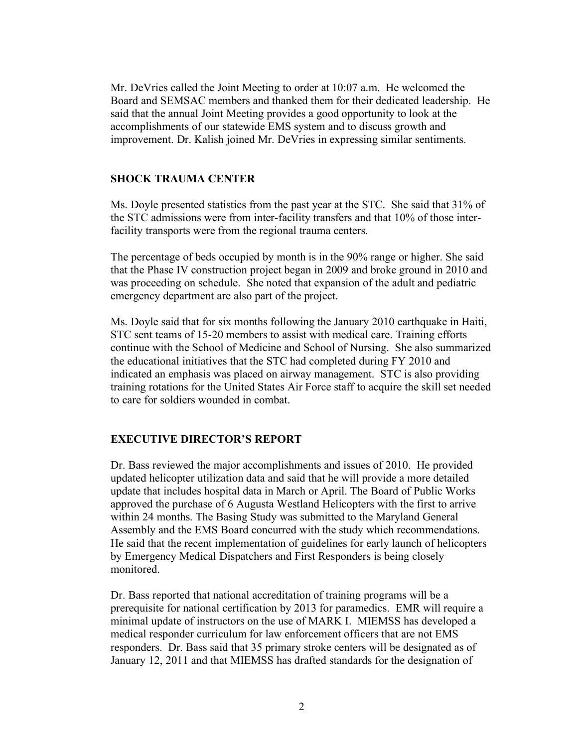Mr. DeVries called the Joint Meeting to order at 10:07 a.m. He welcomed the Board and SEMSAC members and thanked them for their dedicated leadership. He said that the annual Joint Meeting provides a good opportunity to look at the accomplishments of our statewide EMS system and to discuss growth and improvement. Dr. Kalish joined Mr. DeVries in expressing similar sentiments.

## SHOCK TRAUMA CENTER

Ms. Doyle presented statistics from the past year at the STC. She said that 31% of the STC admissions were from inter-facility transfers and that 10% of those inter-facility transports were from the regional trauma centers.

The percentage of beds occupied by month is in the 90% range or higher. She said that the Phase IV construction project began in 2009 and broke ground in 2010 and was proceeding on schedule. She noted that expansion of the adult and pediatric emergency department are also part of the project.

Ms. Doyle said that for six months following the January 2010 earthquake in Haiti, STC sent teams of 15-20 members to assist with medical care. Training efforts continue with the School of Medicine and School of Nursing. She also summarized the educational initiatives that the STC had completed during FY 2010 and indicated an emphasis was placed on airway management. STC is also providing training rotations for the United States Air Force staff to acquire the skill set needed to care for soldiers wounded in combat.

## EXECUTIVE DIRECTOR'S REPORT

Dr. Bass reviewed the major accomplishments and issues of 2010. He provided updated helicopter utilization data and said that he will provide a more detailed update that includes hospital data in March or April. The Board of Public Works approved the purchase of 6 Augusta Westland Helicopters with the first to arrive within 24 months. The Basing Study was submitted to the Maryland General Assembly and the EMS Board concurred with the study which recommendations. He said that the recent implementation of guidelines for early launch of helicopters by Emergency Medical Dispatchers and First Responders is being closely monitored.

Dr. Bass reported that national accreditation of training programs will be a prerequisite for national certification by 2013 for paramedics. EMR will require a minimal update of instructors on the use of MARK I. MIEMSS has developed a medical responder curriculum for law enforcement officers that are not EMS responders. Dr. Bass said that 35 primary stroke centers will be designated as of January 12, 2011 and that MIEMSS has drafted standards for the designation of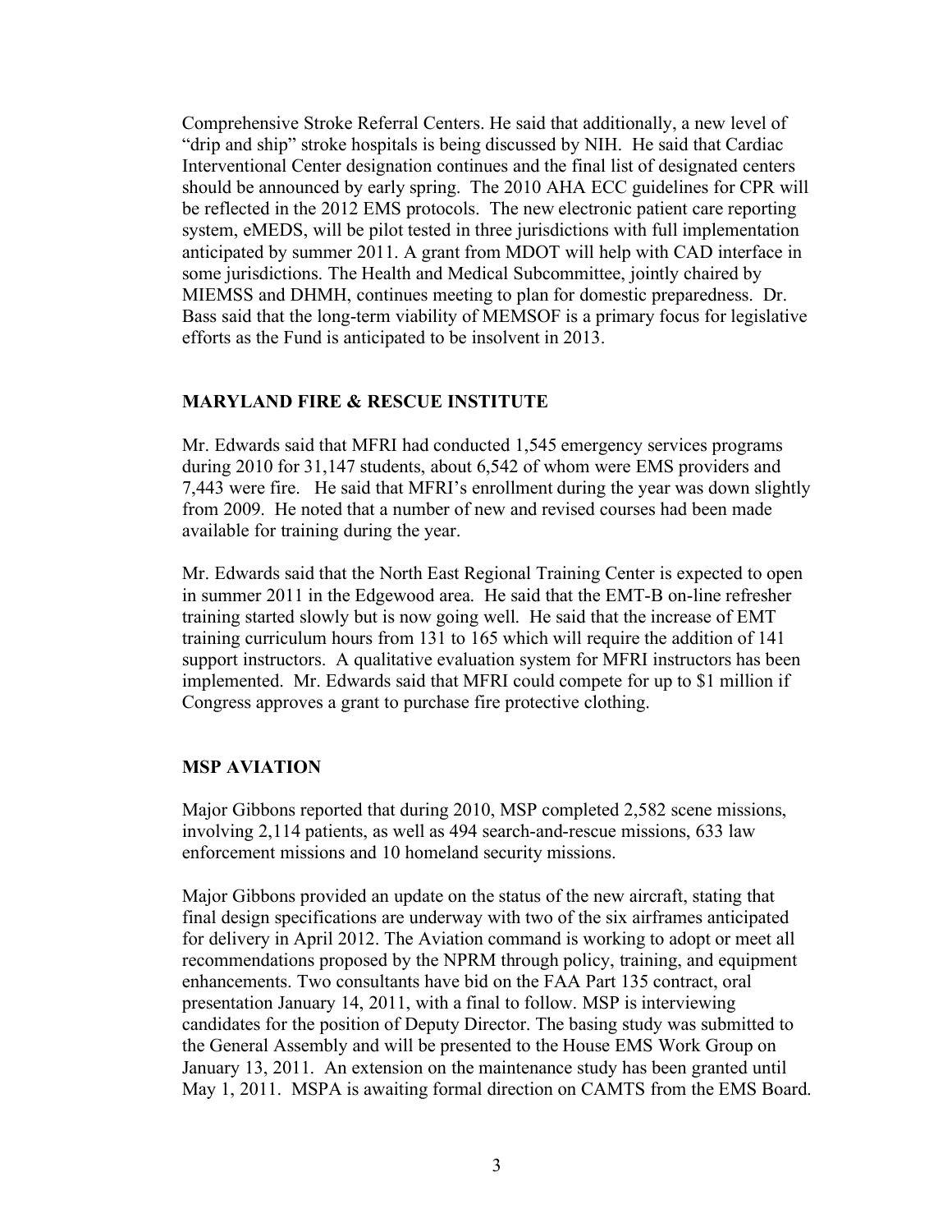Comprehensive Stroke Referral Centers. He said that additionally, a new level of "drip and ship" stroke hospitals is being discussed by NIH. He said that Cardiac Interventional Center designation continues and the final list of designated centers should be announced by early spring. The 2010 AHA ECC guidelines for CPR will be reflected in the 2012 EMS protocols. The new electronic patient care reporting system, eMEDS, will be pilot tested in three jurisdictions with full implementation anticipated by summer 2011. A grant from MDOT will help with CAD interface in some jurisdictions. The Health and Medical Subcommittee, jointly chaired by MIEMSS and DHMH, continues meeting to plan for domestic preparedness. Dr. Bass said that the long-term viability of MEMSOF is a primary focus for legislative efforts as the Fund is anticipated to be insolvent in 2013.

## MARYLAND FIRE & RESCUE INSTITUTE

Mr. Edwards said that MFRI had conducted 1,545 emergency services programs during 2010 for 31,147 students, about 6,542 of whom were EMS providers and 7,443 were fire. He said that MFRI's enrollment during the year was down slightly from 2009. He noted that a number of new and revised courses had been made available for training during the year.

Mr. Edwards said that the North East Regional Training Center is expected to open in summer 2011 in the Edgewood area. He said that the EMT-B on-line refresher training started slowly but is now going well. He said that the increase of EMT training curriculum hours from 131 to 165 which will require the addition of 141 support instructors. A qualitative evaluation system for MFRI instructors has been implemented. Mr. Edwards said that MFRI could compete for up to $1 million if Congress approves a grant to purchase fire protective clothing.

## MSP AVIATION

Major Gibbons reported that during 2010, MSP completed 2,582 scene missions, involving 2,114 patients, as well as 494 search-and-rescue missions, 633 law enforcement missions and 10 homeland security missions.

Major Gibbons provided an update on the status of the new aircraft, stating that final design specifications are underway with two of the six airframes anticipated for delivery in April 2012. The Aviation command is working to adopt or meet all recommendations proposed by the NPRM through policy, training, and equipment enhancements. Two consultants have bid on the FAA Part 135 contract, oral presentation January 14, 2011, with a final to follow. MSP is interviewing candidates for the position of Deputy Director. The basing study was submitted to the General Assembly and will be presented to the House EMS Work Group on January 13, 2011. An extension on the maintenance study has been granted until May 1, 2011. MSPA is awaiting formal direction on CAMTS from the EMS Board.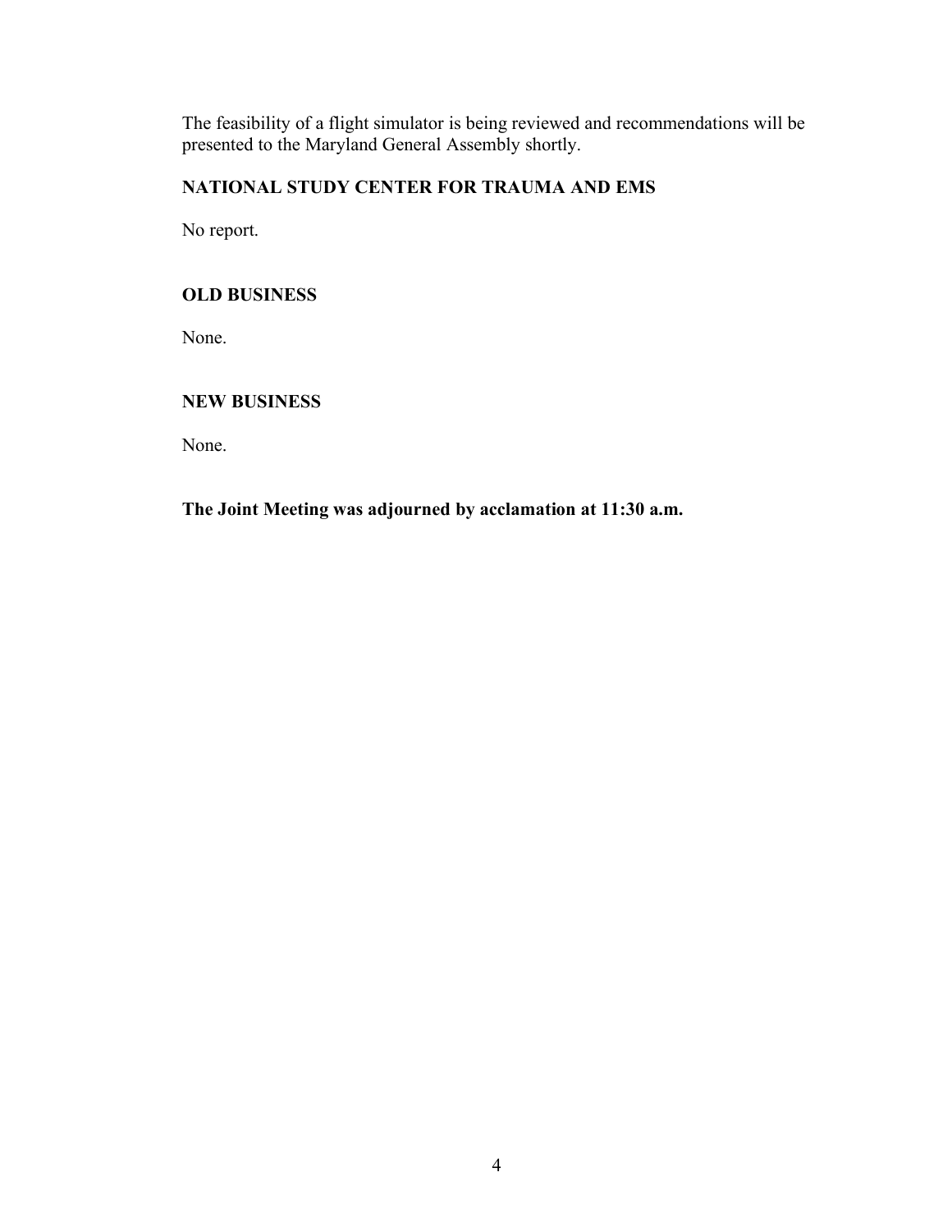The feasibility of a flight simulator is being reviewed and recommendations will be presented to the Maryland General Assembly shortly.

## NATIONAL STUDY CENTER FOR TRAUMA AND EMS

No report.

## OLD BUSINESS

None.

## NEW BUSINESS

None.

**The Joint Meeting was adjourned by acclamation at 11:30 a.m.**